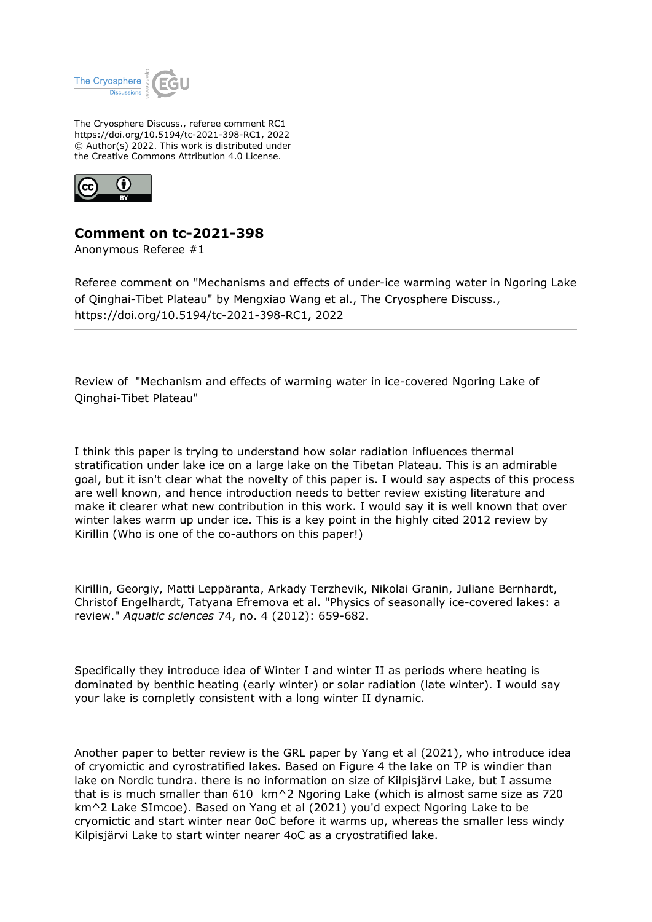The Cryosphere Discuss., referee comment RC1
https://doi.org/10.5194/tc-2021-398-RC1, 2022
© Author(s) 2022. This work is distributed under
the Creative Commons Attribution 4.0 License.

# Comment on tc-2021-398

Anonymous Referee #1

---

Referee comment on "Mechanisms and effects of under-ice warming water in Ngoring Lake of Qinghai-Tibet Plateau" by Mengxiao Wang et al., The Cryosphere Discuss., https://doi.org/10.5194/tc-2021-398-RC1, 2022

---

Review of "Mechanism and effects of warming water in ice-covered Ngoring Lake of Qinghai-Tibet Plateau"

I think this paper is trying to understand how solar radiation influences thermal stratification under lake ice on a large lake on the Tibetan Plateau. This is an admirable goal, but it isn't clear what the novelty of this paper is. I would say aspects of this process are well known, and hence introduction needs to better review existing literature and make it clearer what new contribution in this work. I would say it is well known that over winter lakes warm up under ice. This is a key point in the highly cited 2012 review by Kirillin (Who is one of the co-authors on this paper!)

Kirillin, Georgiy, Matti Leppäranta, Arkady Terzhevik, Nikolai Granin, Juliane Bernhardt, Christof Engelhardt, Tatyana Efremova et al. "Physics of seasonally ice-covered lakes: a review." *Aquatic sciences* 74, no. 4 (2012): 659-682.

Specifically they introduce idea of Winter I and winter II as periods where heating is dominated by benthic heating (early winter) or solar radiation (late winter). I would say your lake is completly consistent with a long winter II dynamic.

Another paper to better review is the GRL paper by Yang et al (2021), who introduce idea of cryomictic and cyrostratified lakes. Based on Figure 4 the lake on TP is windier than lake on Nordic tundra. there is no information on size of Kilpisjärvi Lake, but I assume that is is much smaller than 610 km^2 Ngoring Lake (which is almost same size as 720 km^2 Lake SImcoe). Based on Yang et al (2021) you'd expect Ngoring Lake to be cryomictic and start winter near 0oC before it warms up, whereas the smaller less windy Kilpisjärvi Lake to start winter nearer 4oC as a cryostratified lake.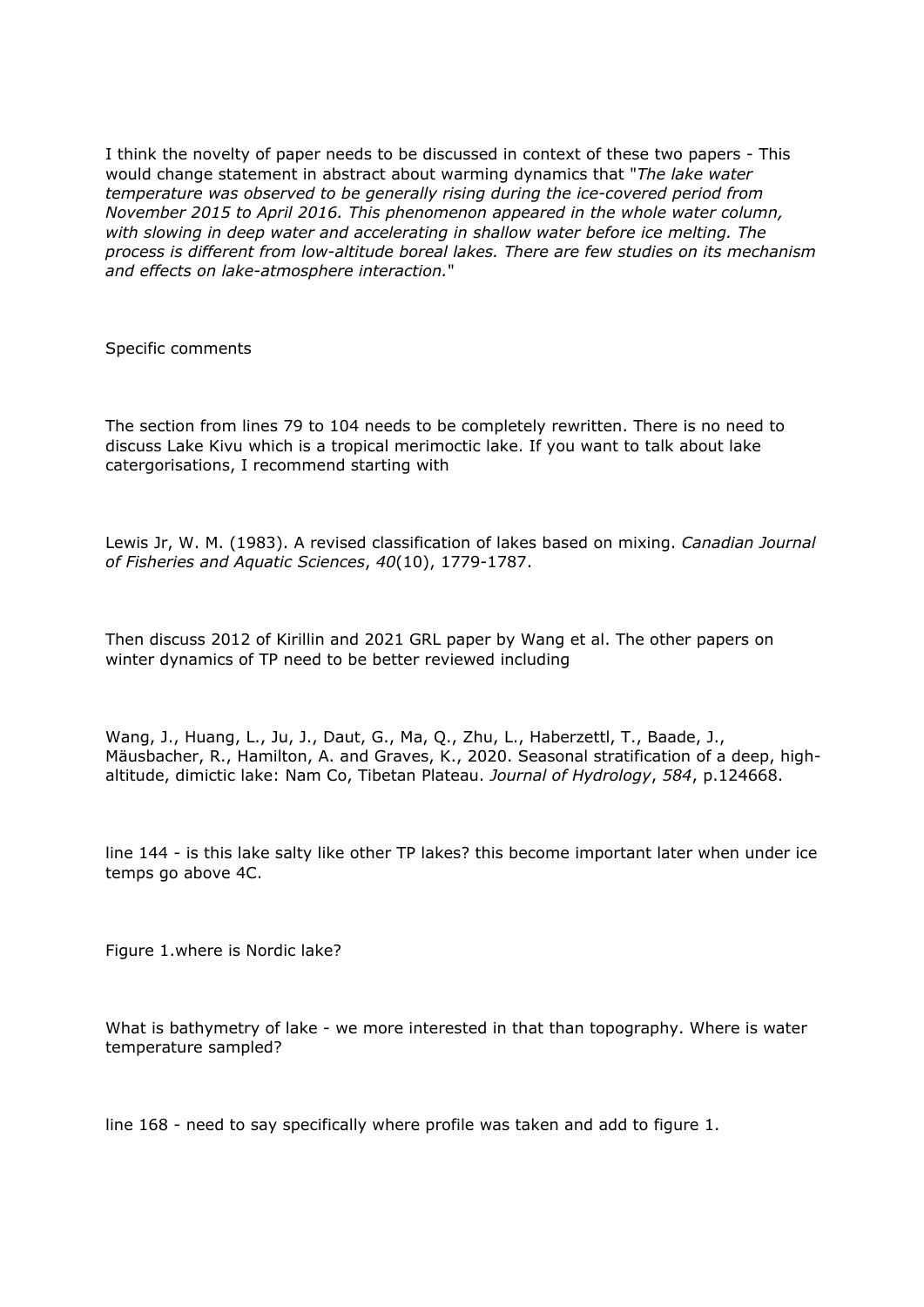I think the novelty of paper needs to be discussed in context of these two papers - This would change statement in abstract about warming dynamics that "*The lake water temperature was observed to be generally rising during the ice-covered period from November 2015 to April 2016. This phenomenon appeared in the whole water column, with slowing in deep water and accelerating in shallow water before ice melting. The process is different from low-altitude boreal lakes. There are few studies on its mechanism and effects on lake-atmosphere interaction.*"

Specific comments

The section from lines 79 to 104 needs to be completely rewritten. There is no need to discuss Lake Kivu which is a tropical merimoctic lake. If you want to talk about lake catergorisations, I recommend starting with

Lewis Jr, W. M. (1983). A revised classification of lakes based on mixing. *Canadian Journal of Fisheries and Aquatic Sciences*, *40*(10), 1779-1787.

Then discuss 2012 of Kirillin and 2021 GRL paper by Wang et al. The other papers on winter dynamics of TP need to be better reviewed including

Wang, J., Huang, L., Ju, J., Daut, G., Ma, Q., Zhu, L., Haberzettl, T., Baade, J., Mäusbacher, R., Hamilton, A. and Graves, K., 2020. Seasonal stratification of a deep, high-altitude, dimictic lake: Nam Co, Tibetan Plateau. *Journal of Hydrology*, *584*, p.124668.

line 144 - is this lake salty like other TP lakes? this become important later when under ice temps go above 4C.

Figure 1.where is Nordic lake?

What is bathymetry of lake - we more interested in that than topography. Where is water temperature sampled?

line 168 - need to say specifically where profile was taken and add to figure 1.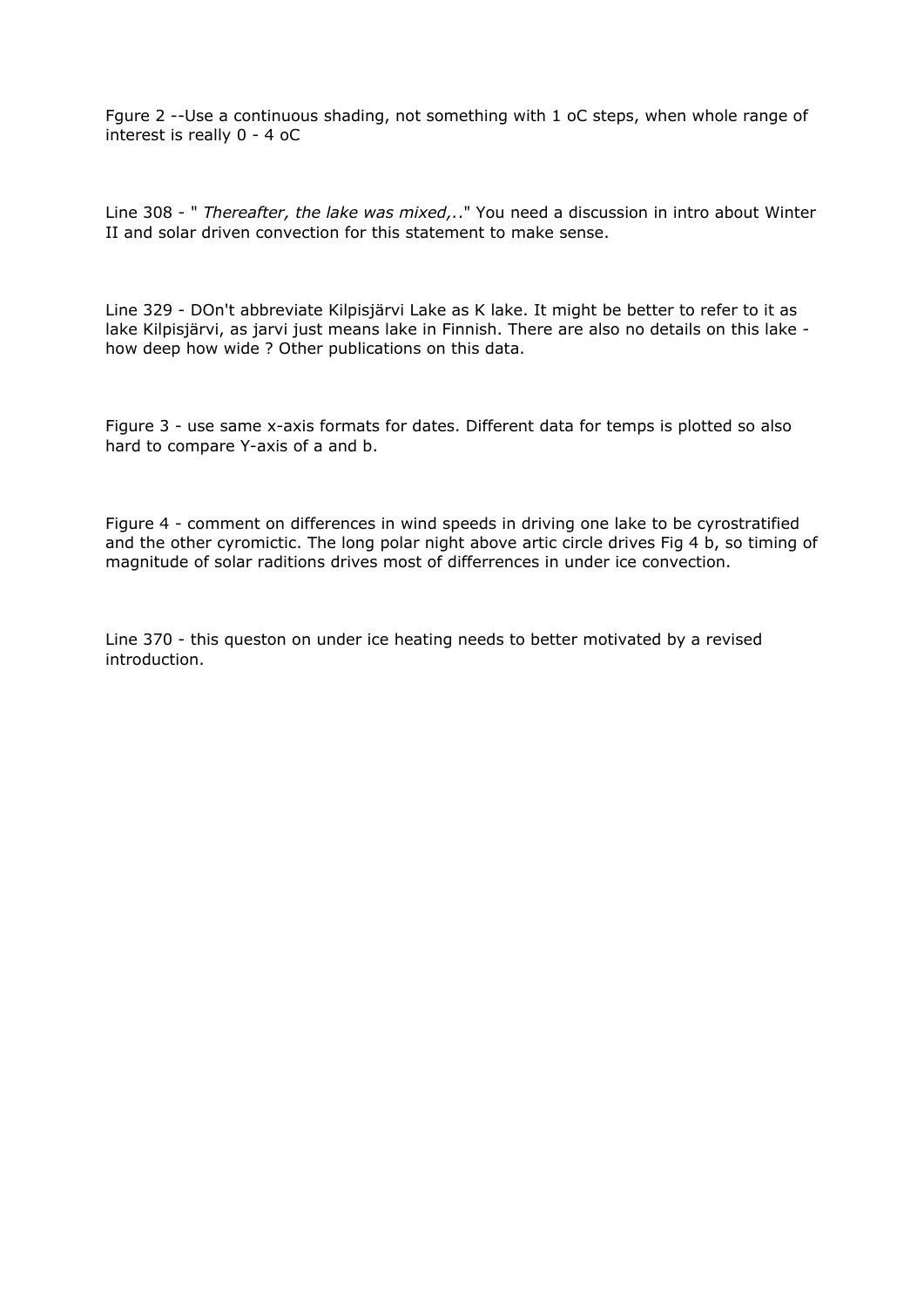Fgure 2 --Use a continuous shading, not something with 1 oC steps, when whole range of interest is really 0 - 4 oC

Line 308 - " *Thereafter, the lake was mixed,.*." You need a discussion in intro about Winter II and solar driven convection for this statement to make sense.

Line 329 - DOn't abbreviate Kilpisjärvi Lake as K lake. It might be better to refer to it as lake Kilpisjärvi, as jarvi just means lake in Finnish. There are also no details on this lake - how deep how wide ? Other publications on this data.

Figure 3 - use same x-axis formats for dates. Different data for temps is plotted so also hard to compare Y-axis of a and b.

Figure 4 - comment on differences in wind speeds in driving one lake to be cyrostratified and the other cyromictic. The long polar night above artic circle drives Fig 4 b, so timing of magnitude of solar raditions drives most of differrences in under ice convection.

Line 370 - this queston on under ice heating needs to better motivated by a revised introduction.